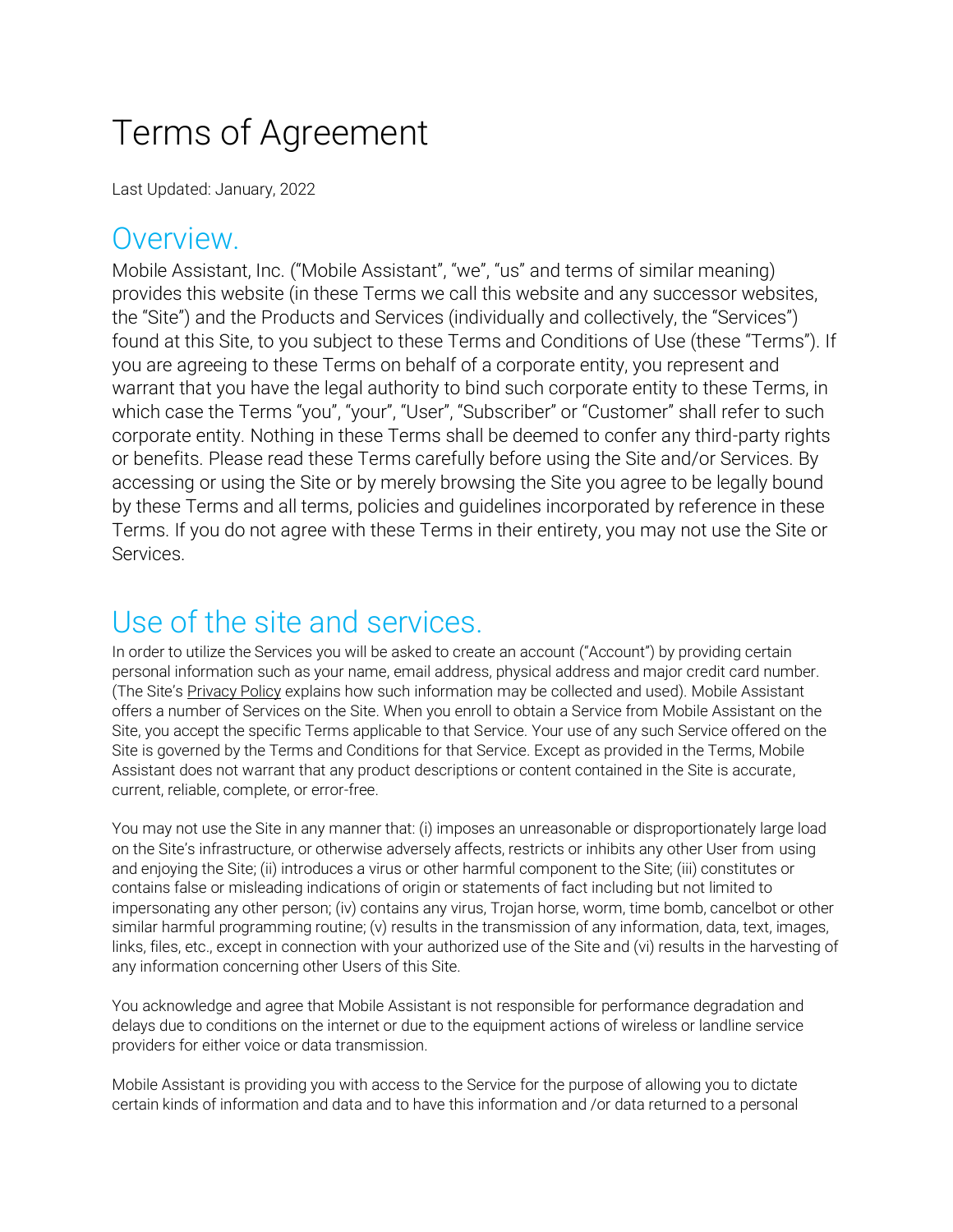# Terms of Agreement

Last Updated: January, 2022

## Overview.

Mobile Assistant, Inc. ("Mobile Assistant", "we", "us" and terms of similar meaning) provides this website (in these Terms we call this website and any successor websites, the "Site") and the Products and Services (individually and collectively, the "Services") found at this Site, to you subject to these Terms and Conditions of Use (these "Terms"). If you are agreeing to these Terms on behalf of a corporate entity, you represent and warrant that you have the legal authority to bind such corporate entity to these Terms, in which case the Terms "you", "your", "User", "Subscriber" or "Customer" shall refer to such corporate entity. Nothing in these Terms shall be deemed to confer any third-party rights or benefits. Please read these Terms carefully before using the Site and/or Services. By accessing or using the Site or by merely browsing the Site you agree to be legally bound by these Terms and all terms, policies and guidelines incorporated by reference in these Terms. If you do not agree with these Terms in their entirety, you may not use the Site or Services.

## Use of the site and services.

In order to utilize the Services you will be asked to create an account ("Account") by providing certain personal information such as your name, email address, physical address and major credit card number. (The Site's Privacy Policy explains how such information may be collected and used). Mobile Assistant offers a number of Services on the Site. When you enroll to obtain a Service from Mobile Assistant on the Site, you accept the specific Terms applicable to that Service. Your use of any such Service offered on the Site is governed by the Terms and Conditions for that Service. Except as provided in the Terms, Mobile Assistant does not warrant that any product descriptions or content contained in the Site is accurate, current, reliable, complete, or error-free.

You may not use the Site in any manner that: (i) imposes an unreasonable or disproportionately large load on the Site's infrastructure, or otherwise adversely affects, restricts or inhibits any other User from using and enjoying the Site; (ii) introduces a virus or other harmful component to the Site; (iii) constitutes or contains false or misleading indications of origin or statements of fact including but not limited to impersonating any other person; (iv) contains any virus, Trojan horse, worm, time bomb, cancelbot or other similar harmful programming routine; (v) results in the transmission of any information, data, text, images, links, files, etc., except in connection with your authorized use of the Site and (vi) results in the harvesting of any information concerning other Users of this Site.

You acknowledge and agree that Mobile Assistant is not responsible for performance degradation and delays due to conditions on the internet or due to the equipment actions of wireless or landline service providers for either voice or data transmission.

Mobile Assistant is providing you with access to the Service for the purpose of allowing you to dictate certain kinds of information and data and to have this information and /or data returned to a personal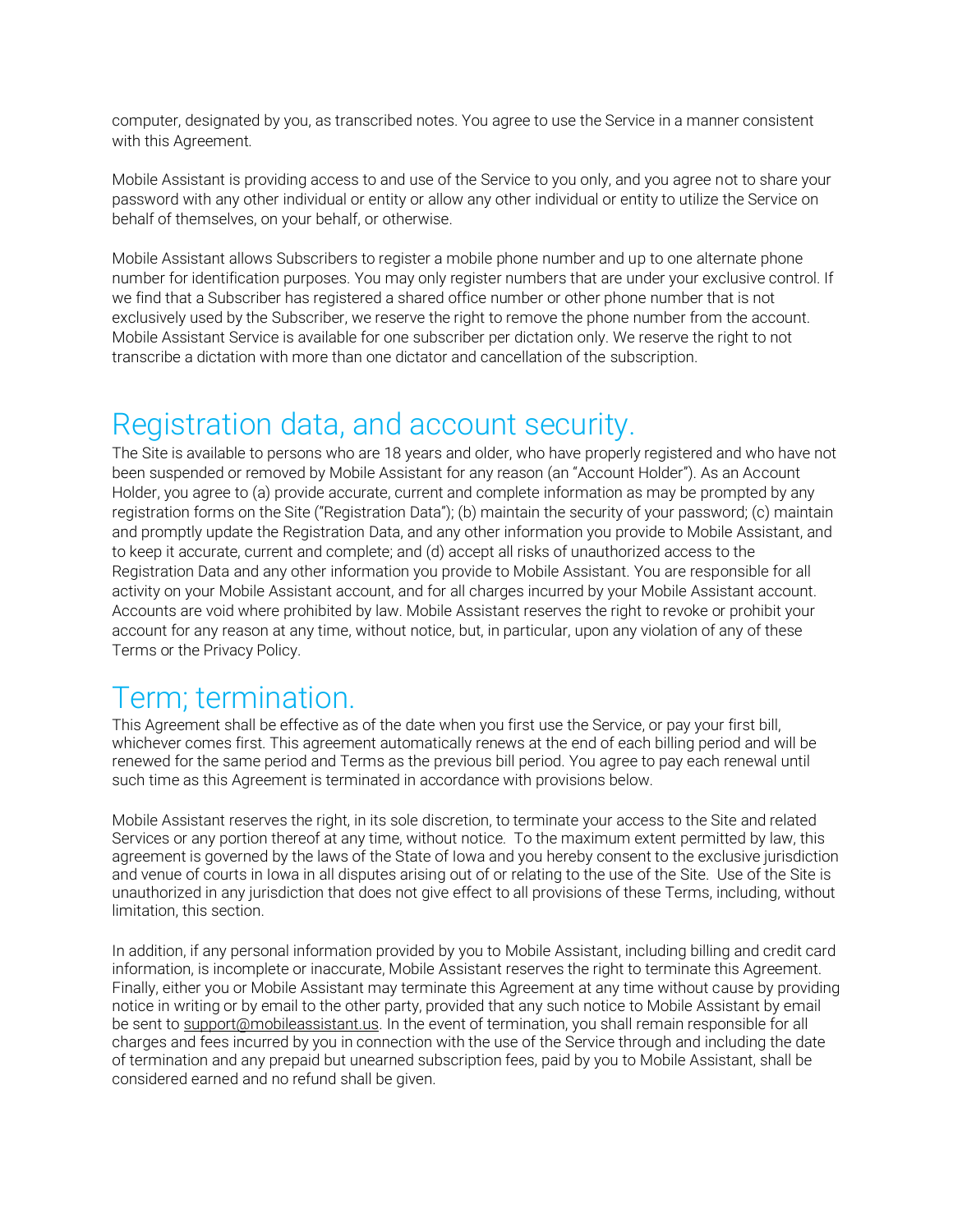computer, designated by you, as transcribed notes. You agree to use the Service in a manner consistent with this Agreement.

Mobile Assistant is providing access to and use of the Service to you only, and you agree not to share your password with any other individual or entity or allow any other individual or entity to utilize the Service on behalf of themselves, on your behalf, or otherwise.

Mobile Assistant allows Subscribers to register a mobile phone number and up to one alternate phone number for identification purposes. You may only register numbers that are under your exclusive control. If we find that a Subscriber has registered a shared office number or other phone number that is not exclusively used by the Subscriber, we reserve the right to remove the phone number from the account. Mobile Assistant Service is available for one subscriber per dictation only. We reserve the right to not transcribe a dictation with more than one dictator and cancellation of the subscription.

# Registration data, and account security.

The Site is available to persons who are 18 years and older, who have properly registered and who have not been suspended or removed by Mobile Assistant for any reason (an "Account Holder"). As an Account Holder, you agree to (a) provide accurate, current and complete information as may be prompted by any registration forms on the Site ("Registration Data"); (b) maintain the security of your password; (c) maintain and promptly update the Registration Data, and any other information you provide to Mobile Assistant, and to keep it accurate, current and complete; and (d) accept all risks of unauthorized access to the Registration Data and any other information you provide to Mobile Assistant. You are responsible for all activity on your Mobile Assistant account, and for all charges incurred by your Mobile Assistant account. Accounts are void where prohibited by law. Mobile Assistant reserves the right to revoke or prohibit your account for any reason at any time, without notice, but, in particular, upon any violation of any of these Terms or the Privacy Policy.

# Term; termination.

This Agreement shall be effective as of the date when you first use the Service, or pay your first bill, whichever comes first. This agreement automatically renews at the end of each billing period and will be renewed for the same period and Terms as the previous bill period. You agree to pay each renewal until such time as this Agreement is terminated in accordance with provisions below.

Mobile Assistant reserves the right, in its sole discretion, to terminate your access to the Site and related Services or any portion thereof at any time, without notice. To the maximum extent permitted by law, this agreement is governed by the laws of the State of Iowa and you hereby consent to the exclusive jurisdiction and venue of courts in Iowa in all disputes arising out of or relating to the use of the Site. Use of the Site is unauthorized in any jurisdiction that does not give effect to all provisions of these Terms, including, without limitation, this section.

In addition, if any personal information provided by you to Mobile Assistant, including billing and credit card information, is incomplete or inaccurate, Mobile Assistant reserves the right to terminate this Agreement. Finally, either you or Mobile Assistant may terminate this Agreement at any time without cause by providing notice in writing or by email to the other party, provided that any such notice to Mobile Assistant by email be sent to support@mobileassistant.us. In the event of termination, you shall remain responsible for all charges and fees incurred by you in connection with the use of the Service through and including the date of termination and any prepaid but unearned subscription fees, paid by you to Mobile Assistant, shall be considered earned and no refund shall be given.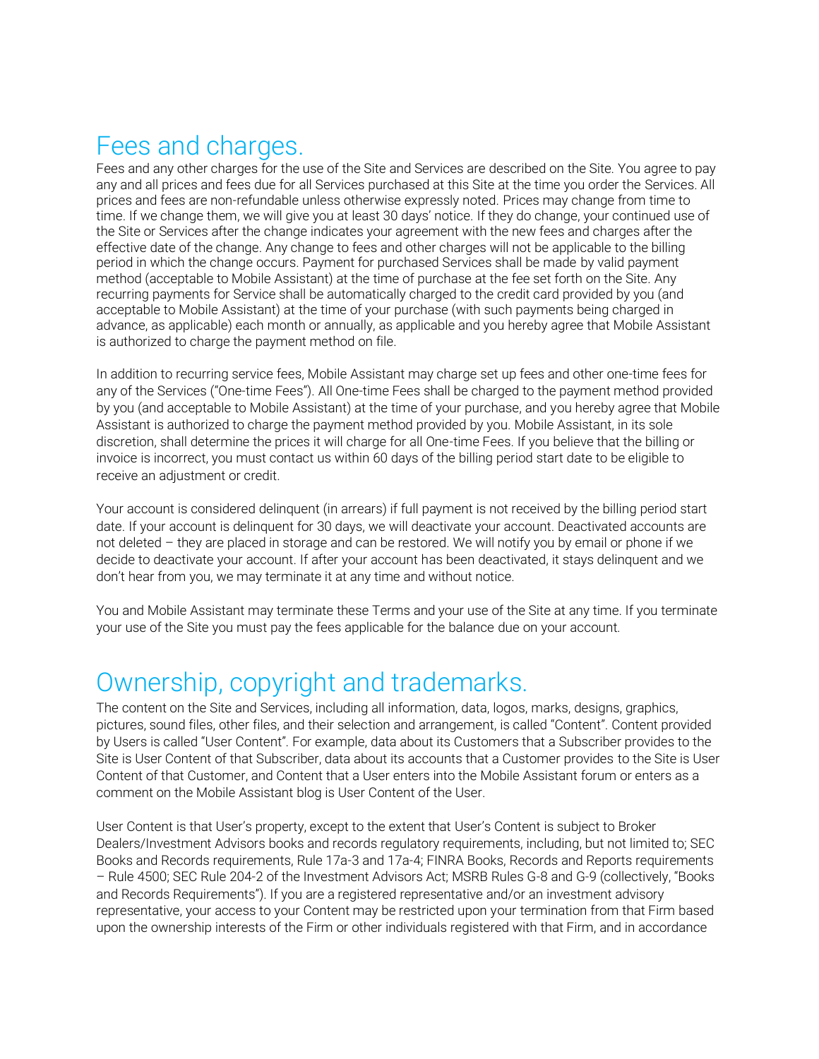## Fees and charges.

Fees and any other charges for the use of the Site and Services are described on the Site. You agree to pay any and all prices and fees due for all Services purchased at this Site at the time you order the Services. All prices and fees are non-refundable unless otherwise expressly noted. Prices may change from time to time. If we change them, we will give you at least 30 days' notice. If they do change, your continued use of the Site or Services after the change indicates your agreement with the new fees and charges after the effective date of the change. Any change to fees and other charges will not be applicable to the billing period in which the change occurs. Payment for purchased Services shall be made by valid payment method (acceptable to Mobile Assistant) at the time of purchase at the fee set forth on the Site. Any recurring payments for Service shall be automatically charged to the credit card provided by you (and acceptable to Mobile Assistant) at the time of your purchase (with such payments being charged in advance, as applicable) each month or annually, as applicable and you hereby agree that Mobile Assistant is authorized to charge the payment method on file.

In addition to recurring service fees, Mobile Assistant may charge set up fees and other one-time fees for any of the Services ("One-time Fees"). All One-time Fees shall be charged to the payment method provided by you (and acceptable to Mobile Assistant) at the time of your purchase, and you hereby agree that Mobile Assistant is authorized to charge the payment method provided by you. Mobile Assistant, in its sole discretion, shall determine the prices it will charge for all One-time Fees. If you believe that the billing or invoice is incorrect, you must contact us within 60 days of the billing period start date to be eligible to receive an adjustment or credit.

Your account is considered delinquent (in arrears) if full payment is not received by the billing period start date. If your account is delinquent for 30 days, we will deactivate your account. Deactivated accounts are not deleted – they are placed in storage and can be restored. We will notify you by email or phone if we decide to deactivate your account. If after your account has been deactivated, it stays delinquent and we don't hear from you, we may terminate it at any time and without notice.

You and Mobile Assistant may terminate these Terms and your use of the Site at any time. If you terminate your use of the Site you must pay the fees applicable for the balance due on your account.

## Ownership, copyright and trademarks.

The content on the Site and Services, including all information, data, logos, marks, designs, graphics, pictures, sound files, other files, and their selection and arrangement, is called "Content". Content provided by Users is called "User Content". For example, data about its Customers that a Subscriber provides to the Site is User Content of that Subscriber, data about its accounts that a Customer provides to the Site is User Content of that Customer, and Content that a User enters into the Mobile Assistant forum or enters as a comment on the Mobile Assistant blog is User Content of the User.

User Content is that User's property, except to the extent that User's Content is subject to Broker Dealers/Investment Advisors books and records regulatory requirements, including, but not limited to; SEC Books and Records requirements, Rule 17a-3 and 17a-4; FINRA Books, Records and Reports requirements – Rule 4500; SEC Rule 204-2 of the Investment Advisors Act; MSRB Rules G-8 and G-9 (collectively, "Books and Records Requirements"). If you are a registered representative and/or an investment advisory representative, your access to your Content may be restricted upon your termination from that Firm based upon the ownership interests of the Firm or other individuals registered with that Firm, and in accordance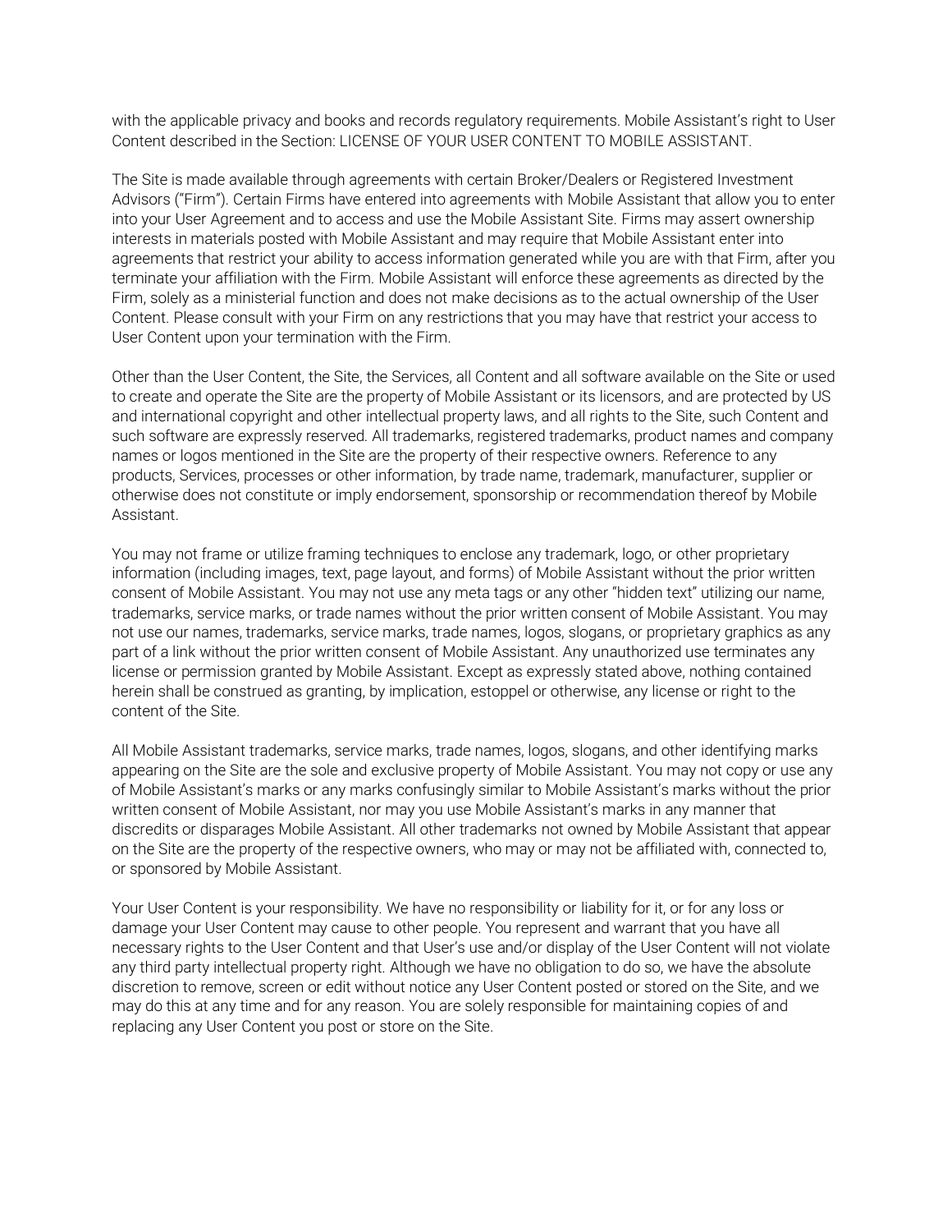with the applicable privacy and books and records regulatory requirements. Mobile Assistant's right to User Content described in the Section: LICENSE OF YOUR USER CONTENT TO MOBILE ASSISTANT.

The Site is made available through agreements with certain Broker/Dealers or Registered Investment Advisors ("Firm"). Certain Firms have entered into agreements with Mobile Assistant that allow you to enter into your User Agreement and to access and use the Mobile Assistant Site. Firms may assert ownership interests in materials posted with Mobile Assistant and may require that Mobile Assistant enter into agreements that restrict your ability to access information generated while you are with that Firm, after you terminate your affiliation with the Firm. Mobile Assistant will enforce these agreements as directed by the Firm, solely as a ministerial function and does not make decisions as to the actual ownership of the User Content. Please consult with your Firm on any restrictions that you may have that restrict your access to User Content upon your termination with the Firm.

Other than the User Content, the Site, the Services, all Content and all software available on the Site or used to create and operate the Site are the property of Mobile Assistant or its licensors, and are protected by US and international copyright and other intellectual property laws, and all rights to the Site, such Content and such software are expressly reserved. All trademarks, registered trademarks, product names and company names or logos mentioned in the Site are the property of their respective owners. Reference to any products, Services, processes or other information, by trade name, trademark, manufacturer, supplier or otherwise does not constitute or imply endorsement, sponsorship or recommendation thereof by Mobile Assistant.

You may not frame or utilize framing techniques to enclose any trademark, logo, or other proprietary information (including images, text, page layout, and forms) of Mobile Assistant without the prior written consent of Mobile Assistant. You may not use any meta tags or any other "hidden text" utilizing our name, trademarks, service marks, or trade names without the prior written consent of Mobile Assistant. You may not use our names, trademarks, service marks, trade names, logos, slogans, or proprietary graphics as any part of a link without the prior written consent of Mobile Assistant. Any unauthorized use terminates any license or permission granted by Mobile Assistant. Except as expressly stated above, nothing contained herein shall be construed as granting, by implication, estoppel or otherwise, any license or right to the content of the Site.

All Mobile Assistant trademarks, service marks, trade names, logos, slogans, and other identifying marks appearing on the Site are the sole and exclusive property of Mobile Assistant. You may not copy or use any of Mobile Assistant's marks or any marks confusingly similar to Mobile Assistant's marks without the prior written consent of Mobile Assistant, nor may you use Mobile Assistant's marks in any manner that discredits or disparages Mobile Assistant. All other trademarks not owned by Mobile Assistant that appear on the Site are the property of the respective owners, who may or may not be affiliated with, connected to, or sponsored by Mobile Assistant.

Your User Content is your responsibility. We have no responsibility or liability for it, or for any loss or damage your User Content may cause to other people. You represent and warrant that you have all necessary rights to the User Content and that User's use and/or display of the User Content will not violate any third party intellectual property right. Although we have no obligation to do so, we have the absolute discretion to remove, screen or edit without notice any User Content posted or stored on the Site, and we may do this at any time and for any reason. You are solely responsible for maintaining copies of and replacing any User Content you post or store on the Site.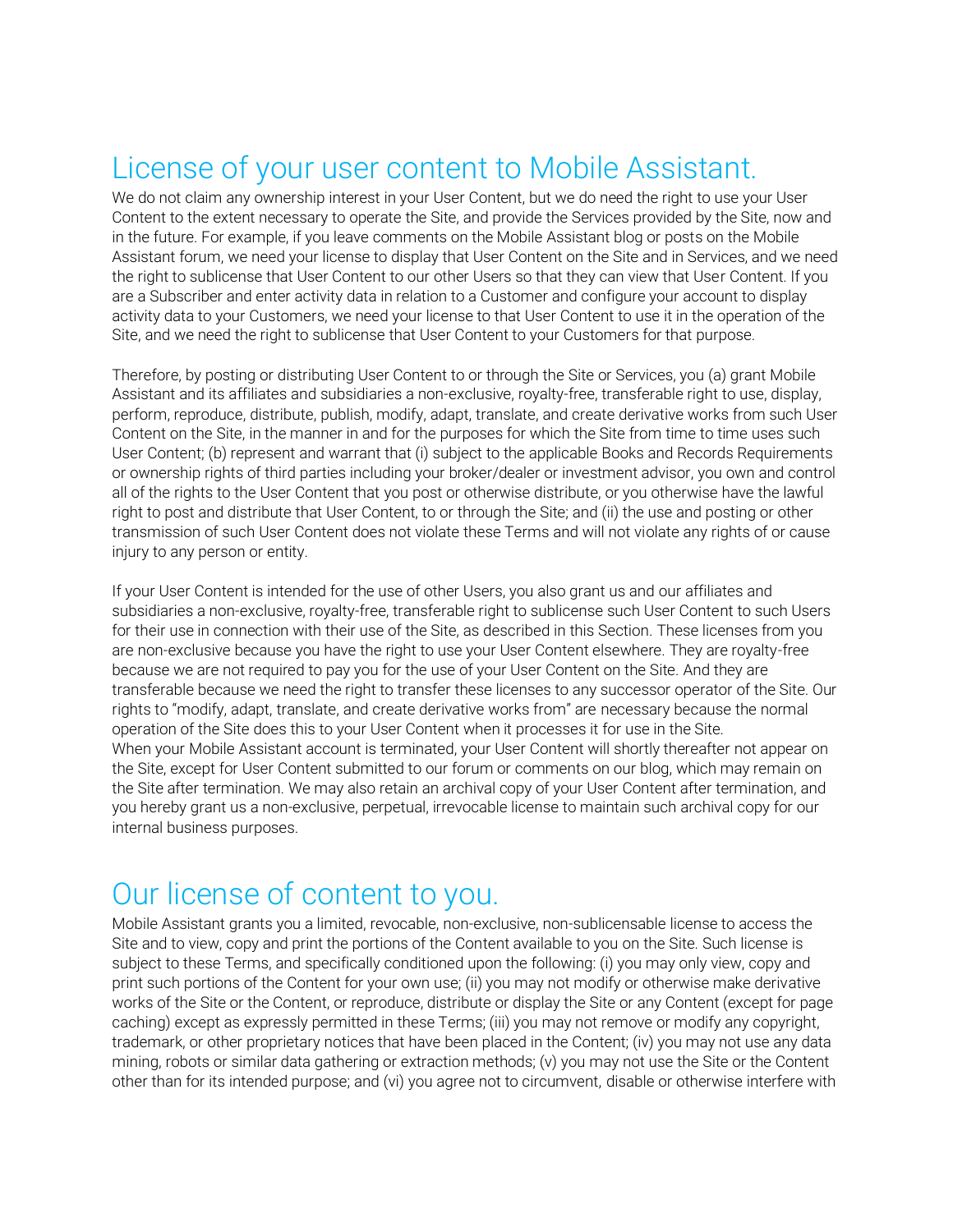## License of your user content to Mobile Assistant.

We do not claim any ownership interest in your User Content, but we do need the right to use your User Content to the extent necessary to operate the Site, and provide the Services provided by the Site, now and in the future. For example, if you leave comments on the Mobile Assistant blog or posts on the Mobile Assistant forum, we need your license to display that User Content on the Site and in Services, and we need the right to sublicense that User Content to our other Users so that they can view that User Content. If you are a Subscriber and enter activity data in relation to a Customer and configure your account to display activity data to your Customers, we need your license to that User Content to use it in the operation of the Site, and we need the right to sublicense that User Content to your Customers for that purpose.

Therefore, by posting or distributing User Content to or through the Site or Services, you (a) grant Mobile Assistant and its affiliates and subsidiaries a non-exclusive, royalty-free, transferable right to use, display, perform, reproduce, distribute, publish, modify, adapt, translate, and create derivative works from such User Content on the Site, in the manner in and for the purposes for which the Site from time to time uses such User Content; (b) represent and warrant that (i) subject to the applicable Books and Records Requirements or ownership rights of third parties including your broker/dealer or investment advisor, you own and control all of the rights to the User Content that you post or otherwise distribute, or you otherwise have the lawful right to post and distribute that User Content, to or through the Site; and (ii) the use and posting or other transmission of such User Content does not violate these Terms and will not violate any rights of or cause injury to any person or entity.

If your User Content is intended for the use of other Users, you also grant us and our affiliates and subsidiaries a non-exclusive, royalty-free, transferable right to sublicense such User Content to such Users for their use in connection with their use of the Site, as described in this Section. These licenses from you are non-exclusive because you have the right to use your User Content elsewhere. They are royalty-free because we are not required to pay you for the use of your User Content on the Site. And they are transferable because we need the right to transfer these licenses to any successor operator of the Site. Our rights to "modify, adapt, translate, and create derivative works from" are necessary because the normal operation of the Site does this to your User Content when it processes it for use in the Site.
When your Mobile Assistant account is terminated, your User Content will shortly thereafter not appear on the Site, except for User Content submitted to our forum or comments on our blog, which may remain on the Site after termination. We may also retain an archival copy of your User Content after termination, and you hereby grant us a non-exclusive, perpetual, irrevocable license to maintain such archival copy for our internal business purposes.

## Our license of content to you.

Mobile Assistant grants you a limited, revocable, non-exclusive, non-sublicensable license to access the Site and to view, copy and print the portions of the Content available to you on the Site. Such license is subject to these Terms, and specifically conditioned upon the following: (i) you may only view, copy and print such portions of the Content for your own use; (ii) you may not modify or otherwise make derivative works of the Site or the Content, or reproduce, distribute or display the Site or any Content (except for page caching) except as expressly permitted in these Terms; (iii) you may not remove or modify any copyright, trademark, or other proprietary notices that have been placed in the Content; (iv) you may not use any data mining, robots or similar data gathering or extraction methods; (v) you may not use the Site or the Content other than for its intended purpose; and (vi) you agree not to circumvent, disable or otherwise interfere with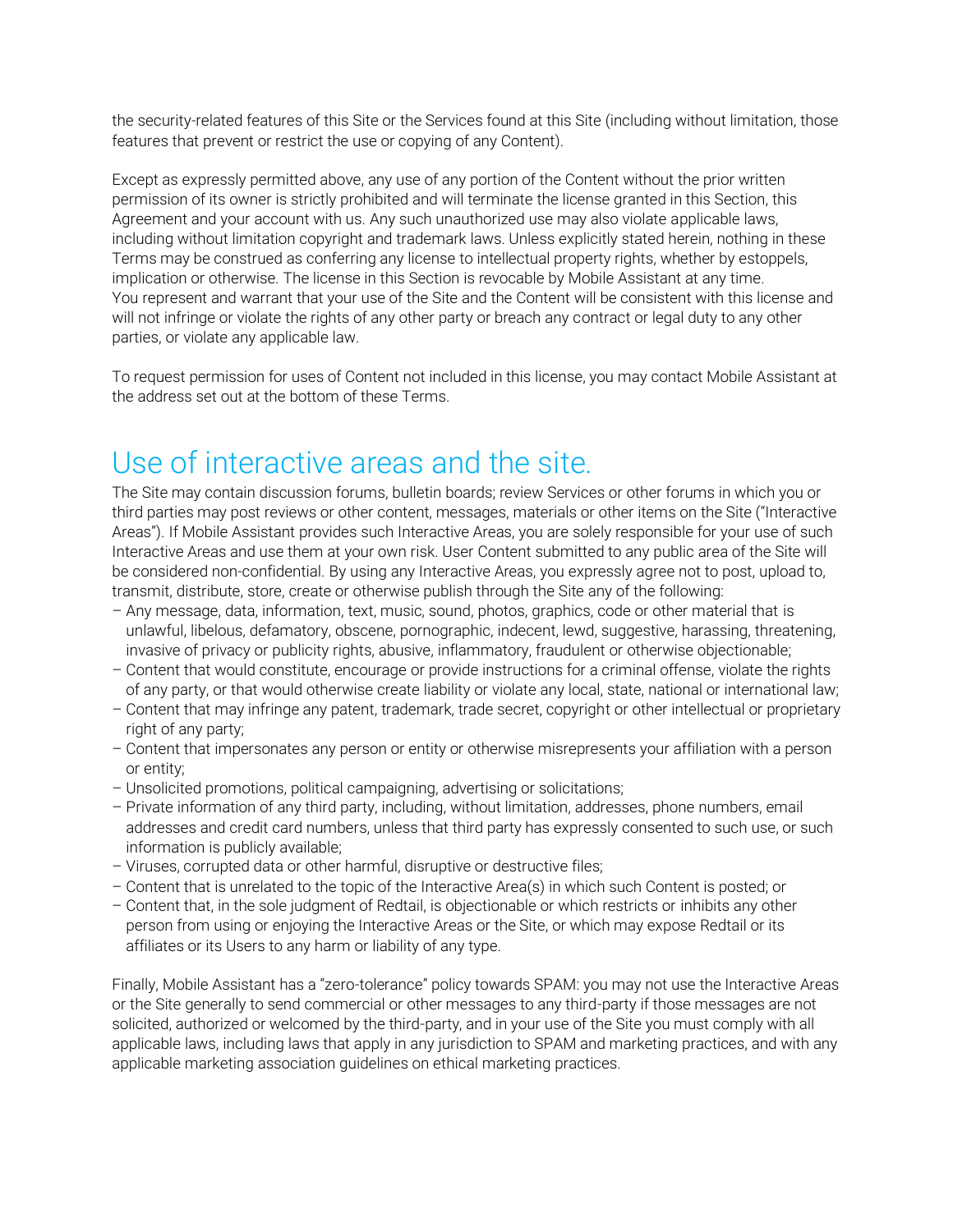the security-related features of this Site or the Services found at this Site (including without limitation, those features that prevent or restrict the use or copying of any Content).

Except as expressly permitted above, any use of any portion of the Content without the prior written permission of its owner is strictly prohibited and will terminate the license granted in this Section, this Agreement and your account with us. Any such unauthorized use may also violate applicable laws, including without limitation copyright and trademark laws. Unless explicitly stated herein, nothing in these Terms may be construed as conferring any license to intellectual property rights, whether by estoppels, implication or otherwise. The license in this Section is revocable by Mobile Assistant at any time.
You represent and warrant that your use of the Site and the Content will be consistent with this license and will not infringe or violate the rights of any other party or breach any contract or legal duty to any other parties, or violate any applicable law.

To request permission for uses of Content not included in this license, you may contact Mobile Assistant at the address set out at the bottom of these Terms.

# Use of interactive areas and the site.

The Site may contain discussion forums, bulletin boards; review Services or other forums in which you or third parties may post reviews or other content, messages, materials or other items on the Site ("Interactive Areas"). If Mobile Assistant provides such Interactive Areas, you are solely responsible for your use of such Interactive Areas and use them at your own risk. User Content submitted to any public area of the Site will be considered non-confidential. By using any Interactive Areas, you expressly agree not to post, upload to, transmit, distribute, store, create or otherwise publish through the Site any of the following:

- Any message, data, information, text, music, sound, photos, graphics, code or other material that is unlawful, libelous, defamatory, obscene, pornographic, indecent, lewd, suggestive, harassing, threatening, invasive of privacy or publicity rights, abusive, inflammatory, fraudulent or otherwise objectionable;
- Content that would constitute, encourage or provide instructions for a criminal offense, violate the rights of any party, or that would otherwise create liability or violate any local, state, national or international law;
- Content that may infringe any patent, trademark, trade secret, copyright or other intellectual or proprietary right of any party;
- Content that impersonates any person or entity or otherwise misrepresents your affiliation with a person or entity;
- Unsolicited promotions, political campaigning, advertising or solicitations;
- Private information of any third party, including, without limitation, addresses, phone numbers, email addresses and credit card numbers, unless that third party has expressly consented to such use, or such information is publicly available;
- Viruses, corrupted data or other harmful, disruptive or destructive files;
- Content that is unrelated to the topic of the Interactive Area(s) in which such Content is posted; or
- Content that, in the sole judgment of Redtail, is objectionable or which restricts or inhibits any other person from using or enjoying the Interactive Areas or the Site, or which may expose Redtail or its affiliates or its Users to any harm or liability of any type.

Finally, Mobile Assistant has a "zero-tolerance" policy towards SPAM: you may not use the Interactive Areas or the Site generally to send commercial or other messages to any third-party if those messages are not solicited, authorized or welcomed by the third-party, and in your use of the Site you must comply with all applicable laws, including laws that apply in any jurisdiction to SPAM and marketing practices, and with any applicable marketing association guidelines on ethical marketing practices.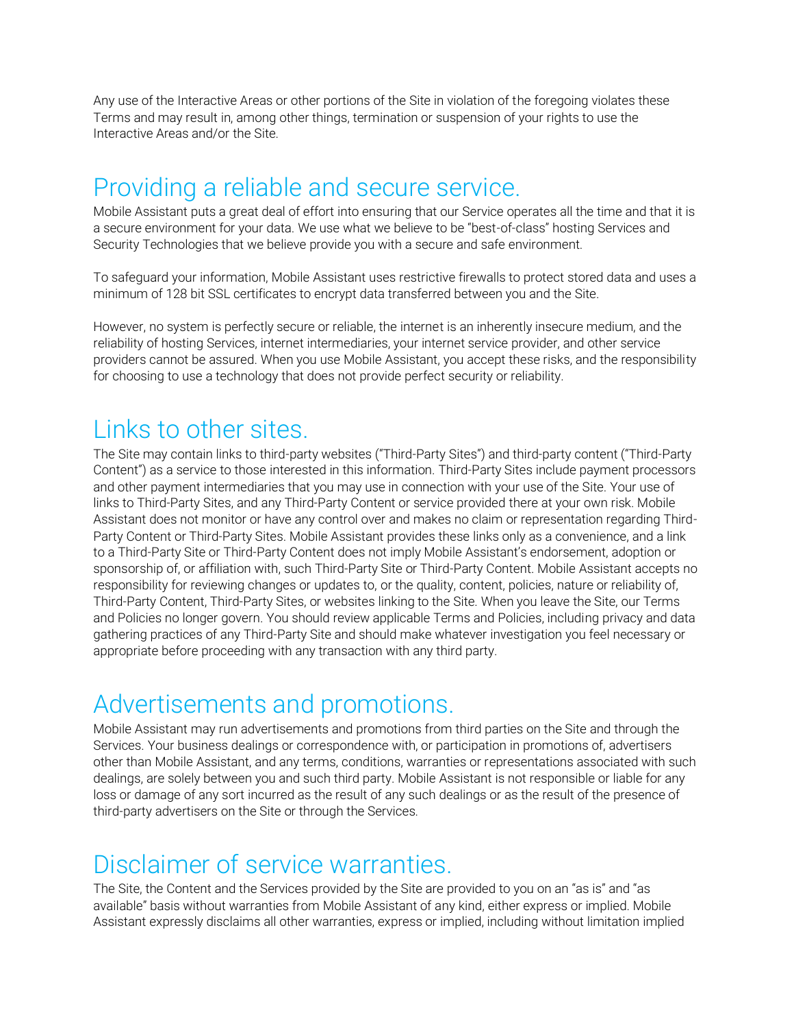Any use of the Interactive Areas or other portions of the Site in violation of the foregoing violates these Terms and may result in, among other things, termination or suspension of your rights to use the Interactive Areas and/or the Site.

## Providing a reliable and secure service.

Mobile Assistant puts a great deal of effort into ensuring that our Service operates all the time and that it is a secure environment for your data. We use what we believe to be "best-of-class" hosting Services and Security Technologies that we believe provide you with a secure and safe environment.

To safeguard your information, Mobile Assistant uses restrictive firewalls to protect stored data and uses a minimum of 128 bit SSL certificates to encrypt data transferred between you and the Site.

However, no system is perfectly secure or reliable, the internet is an inherently insecure medium, and the reliability of hosting Services, internet intermediaries, your internet service provider, and other service providers cannot be assured. When you use Mobile Assistant, you accept these risks, and the responsibility for choosing to use a technology that does not provide perfect security or reliability.

## Links to other sites.

The Site may contain links to third-party websites ("Third-Party Sites") and third-party content ("Third-Party Content") as a service to those interested in this information. Third-Party Sites include payment processors and other payment intermediaries that you may use in connection with your use of the Site. Your use of links to Third-Party Sites, and any Third-Party Content or service provided there at your own risk. Mobile Assistant does not monitor or have any control over and makes no claim or representation regarding Third-Party Content or Third-Party Sites. Mobile Assistant provides these links only as a convenience, and a link to a Third-Party Site or Third-Party Content does not imply Mobile Assistant's endorsement, adoption or sponsorship of, or affiliation with, such Third-Party Site or Third-Party Content. Mobile Assistant accepts no responsibility for reviewing changes or updates to, or the quality, content, policies, nature or reliability of, Third-Party Content, Third-Party Sites, or websites linking to the Site. When you leave the Site, our Terms and Policies no longer govern. You should review applicable Terms and Policies, including privacy and data gathering practices of any Third-Party Site and should make whatever investigation you feel necessary or appropriate before proceeding with any transaction with any third party.

## Advertisements and promotions.

Mobile Assistant may run advertisements and promotions from third parties on the Site and through the Services. Your business dealings or correspondence with, or participation in promotions of, advertisers other than Mobile Assistant, and any terms, conditions, warranties or representations associated with such dealings, are solely between you and such third party. Mobile Assistant is not responsible or liable for any loss or damage of any sort incurred as the result of any such dealings or as the result of the presence of third-party advertisers on the Site or through the Services.

## Disclaimer of service warranties.

The Site, the Content and the Services provided by the Site are provided to you on an "as is" and "as available" basis without warranties from Mobile Assistant of any kind, either express or implied. Mobile Assistant expressly disclaims all other warranties, express or implied, including without limitation implied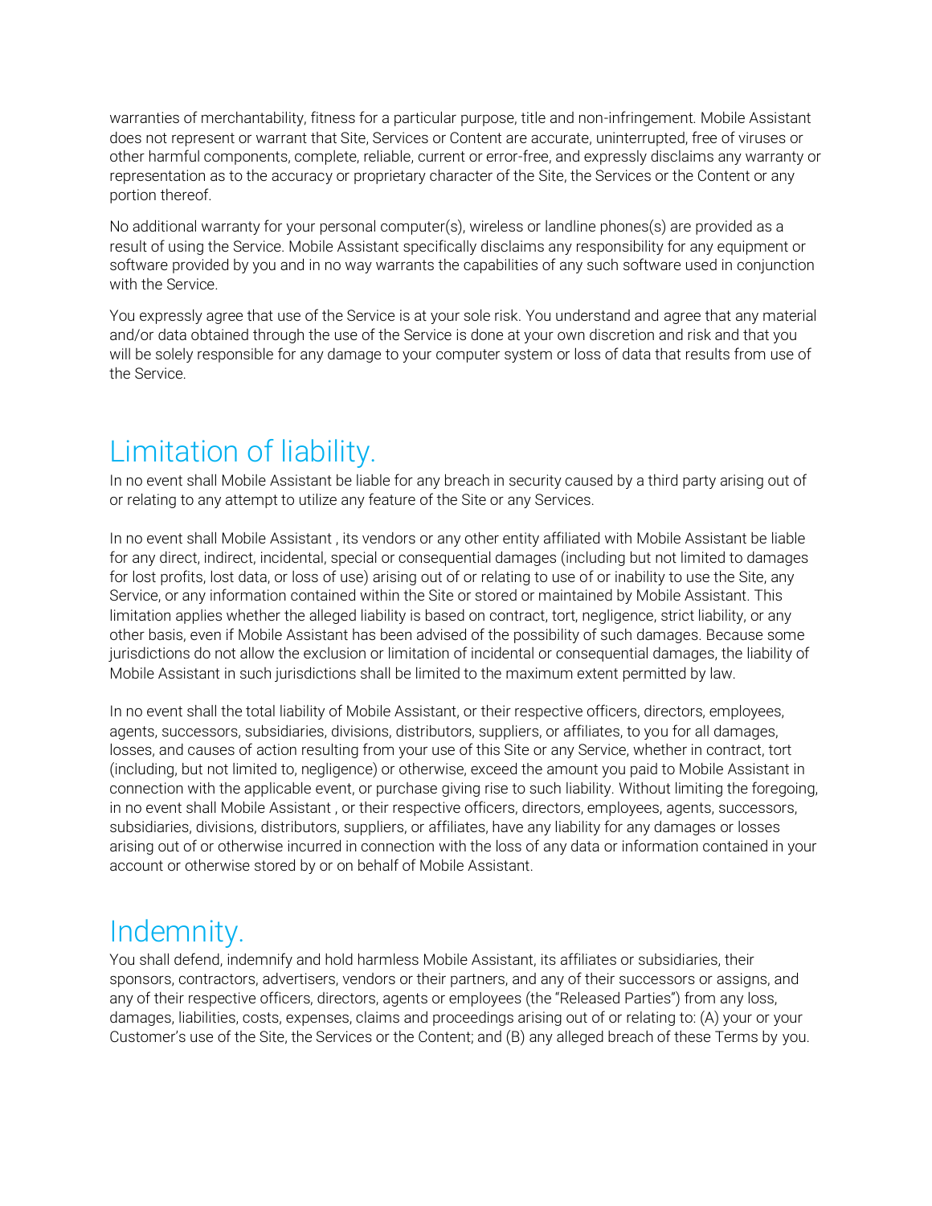warranties of merchantability, fitness for a particular purpose, title and non-infringement. Mobile Assistant does not represent or warrant that Site, Services or Content are accurate, uninterrupted, free of viruses or other harmful components, complete, reliable, current or error-free, and expressly disclaims any warranty or representation as to the accuracy or proprietary character of the Site, the Services or the Content or any portion thereof.

No additional warranty for your personal computer(s), wireless or landline phones(s) are provided as a result of using the Service. Mobile Assistant specifically disclaims any responsibility for any equipment or software provided by you and in no way warrants the capabilities of any such software used in conjunction with the Service.

You expressly agree that use of the Service is at your sole risk. You understand and agree that any material and/or data obtained through the use of the Service is done at your own discretion and risk and that you will be solely responsible for any damage to your computer system or loss of data that results from use of the Service.

# Limitation of liability.

In no event shall Mobile Assistant be liable for any breach in security caused by a third party arising out of or relating to any attempt to utilize any feature of the Site or any Services.

In no event shall Mobile Assistant , its vendors or any other entity affiliated with Mobile Assistant be liable for any direct, indirect, incidental, special or consequential damages (including but not limited to damages for lost profits, lost data, or loss of use) arising out of or relating to use of or inability to use the Site, any Service, or any information contained within the Site or stored or maintained by Mobile Assistant. This limitation applies whether the alleged liability is based on contract, tort, negligence, strict liability, or any other basis, even if Mobile Assistant has been advised of the possibility of such damages. Because some jurisdictions do not allow the exclusion or limitation of incidental or consequential damages, the liability of Mobile Assistant in such jurisdictions shall be limited to the maximum extent permitted by law.

In no event shall the total liability of Mobile Assistant, or their respective officers, directors, employees, agents, successors, subsidiaries, divisions, distributors, suppliers, or affiliates, to you for all damages, losses, and causes of action resulting from your use of this Site or any Service, whether in contract, tort (including, but not limited to, negligence) or otherwise, exceed the amount you paid to Mobile Assistant in connection with the applicable event, or purchase giving rise to such liability. Without limiting the foregoing, in no event shall Mobile Assistant , or their respective officers, directors, employees, agents, successors, subsidiaries, divisions, distributors, suppliers, or affiliates, have any liability for any damages or losses arising out of or otherwise incurred in connection with the loss of any data or information contained in your account or otherwise stored by or on behalf of Mobile Assistant.

# Indemnity.

You shall defend, indemnify and hold harmless Mobile Assistant, its affiliates or subsidiaries, their sponsors, contractors, advertisers, vendors or their partners, and any of their successors or assigns, and any of their respective officers, directors, agents or employees (the "Released Parties") from any loss, damages, liabilities, costs, expenses, claims and proceedings arising out of or relating to: (A) your or your Customer's use of the Site, the Services or the Content; and (B) any alleged breach of these Terms by you.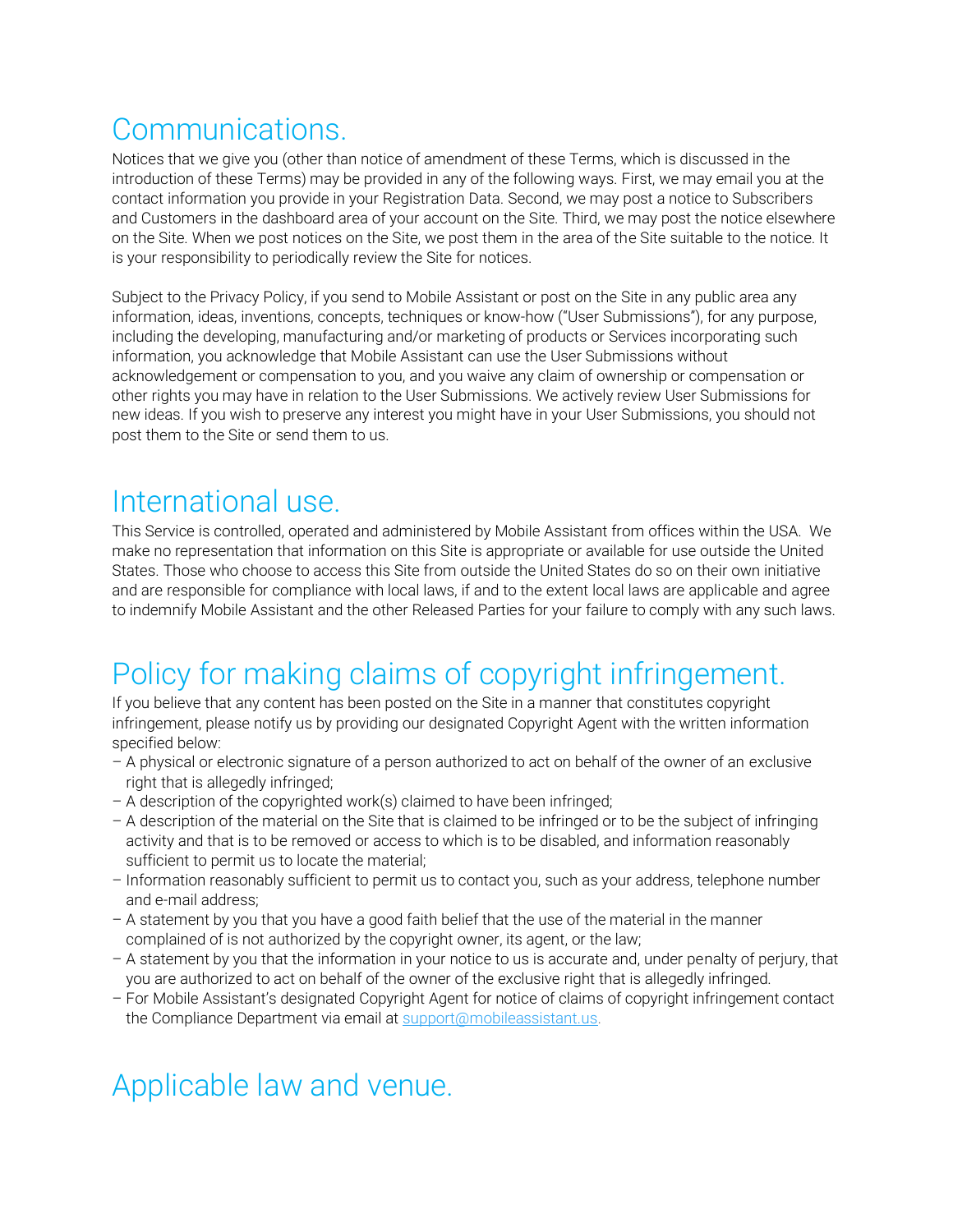# Communications.

Notices that we give you (other than notice of amendment of these Terms, which is discussed in the introduction of these Terms) may be provided in any of the following ways. First, we may email you at the contact information you provide in your Registration Data. Second, we may post a notice to Subscribers and Customers in the dashboard area of your account on the Site. Third, we may post the notice elsewhere on the Site. When we post notices on the Site, we post them in the area of the Site suitable to the notice. It is your responsibility to periodically review the Site for notices.

Subject to the Privacy Policy, if you send to Mobile Assistant or post on the Site in any public area any information, ideas, inventions, concepts, techniques or know-how ("User Submissions"), for any purpose, including the developing, manufacturing and/or marketing of products or Services incorporating such information, you acknowledge that Mobile Assistant can use the User Submissions without acknowledgement or compensation to you, and you waive any claim of ownership or compensation or other rights you may have in relation to the User Submissions. We actively review User Submissions for new ideas. If you wish to preserve any interest you might have in your User Submissions, you should not post them to the Site or send them to us.

# International use.

This Service is controlled, operated and administered by Mobile Assistant from offices within the USA. We make no representation that information on this Site is appropriate or available for use outside the United States. Those who choose to access this Site from outside the United States do so on their own initiative and are responsible for compliance with local laws, if and to the extent local laws are applicable and agree to indemnify Mobile Assistant and the other Released Parties for your failure to comply with any such laws.

# Policy for making claims of copyright infringement.

If you believe that any content has been posted on the Site in a manner that constitutes copyright infringement, please notify us by providing our designated Copyright Agent with the written information specified below:

– A physical or electronic signature of a person authorized to act on behalf of the owner of an exclusive right that is allegedly infringed;
– A description of the copyrighted work(s) claimed to have been infringed;
– A description of the material on the Site that is claimed to be infringed or to be the subject of infringing activity and that is to be removed or access to which is to be disabled, and information reasonably sufficient to permit us to locate the material;
– Information reasonably sufficient to permit us to contact you, such as your address, telephone number and e-mail address;
– A statement by you that you have a good faith belief that the use of the material in the manner complained of is not authorized by the copyright owner, its agent, or the law;
– A statement by you that the information in your notice to us is accurate and, under penalty of perjury, that you are authorized to act on behalf of the owner of the exclusive right that is allegedly infringed.
– For Mobile Assistant's designated Copyright Agent for notice of claims of copyright infringement contact the Compliance Department via email at support@mobileassistant.us.

# Applicable law and venue.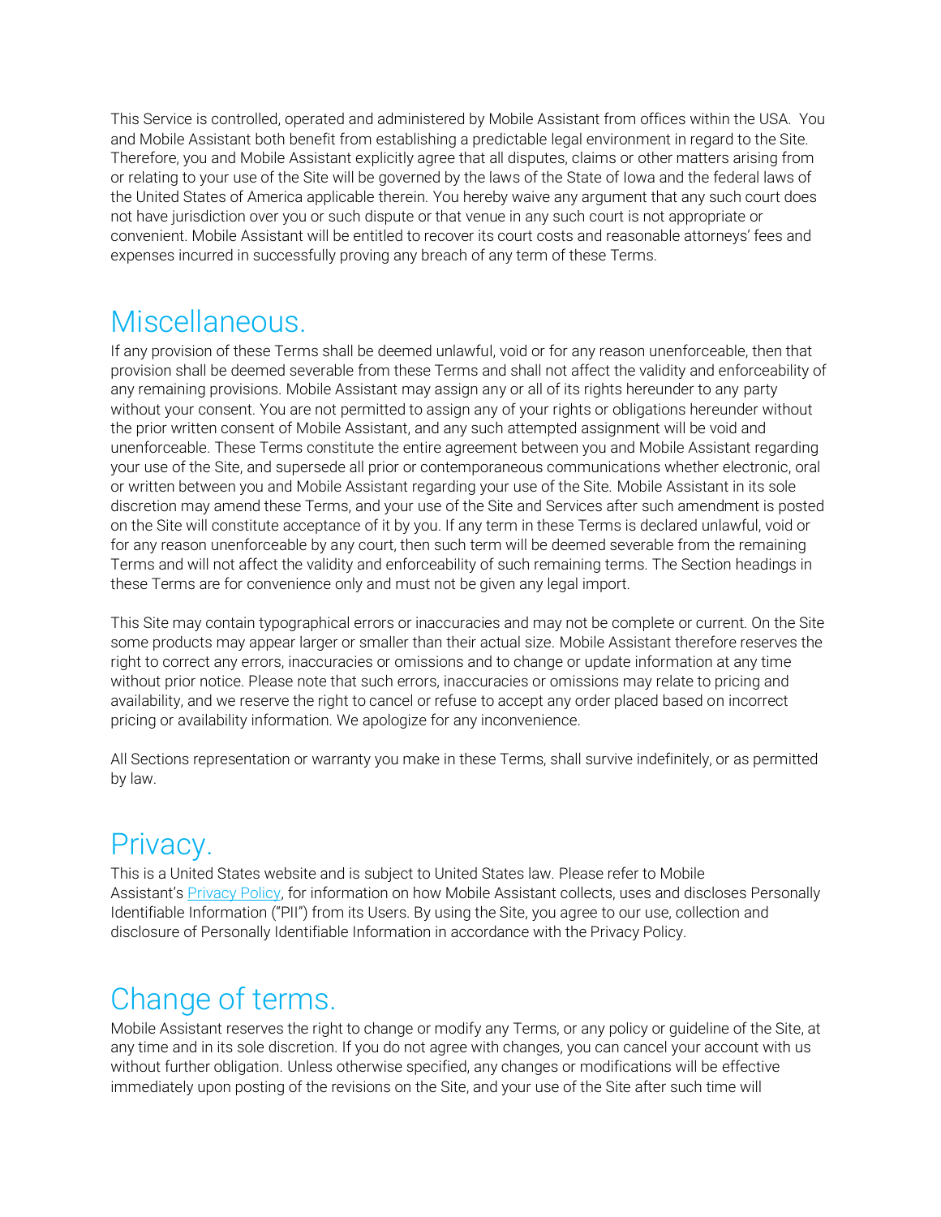This Service is controlled, operated and administered by Mobile Assistant from offices within the USA. You and Mobile Assistant both benefit from establishing a predictable legal environment in regard to the Site. Therefore, you and Mobile Assistant explicitly agree that all disputes, claims or other matters arising from or relating to your use of the Site will be governed by the laws of the State of Iowa and the federal laws of the United States of America applicable therein. You hereby waive any argument that any such court does not have jurisdiction over you or such dispute or that venue in any such court is not appropriate or convenient. Mobile Assistant will be entitled to recover its court costs and reasonable attorneys' fees and expenses incurred in successfully proving any breach of any term of these Terms.

## Miscellaneous.

If any provision of these Terms shall be deemed unlawful, void or for any reason unenforceable, then that provision shall be deemed severable from these Terms and shall not affect the validity and enforceability of any remaining provisions. Mobile Assistant may assign any or all of its rights hereunder to any party without your consent. You are not permitted to assign any of your rights or obligations hereunder without the prior written consent of Mobile Assistant, and any such attempted assignment will be void and unenforceable. These Terms constitute the entire agreement between you and Mobile Assistant regarding your use of the Site, and supersede all prior or contemporaneous communications whether electronic, oral or written between you and Mobile Assistant regarding your use of the Site. Mobile Assistant in its sole discretion may amend these Terms, and your use of the Site and Services after such amendment is posted on the Site will constitute acceptance of it by you. If any term in these Terms is declared unlawful, void or for any reason unenforceable by any court, then such term will be deemed severable from the remaining Terms and will not affect the validity and enforceability of such remaining terms. The Section headings in these Terms are for convenience only and must not be given any legal import.

This Site may contain typographical errors or inaccuracies and may not be complete or current. On the Site some products may appear larger or smaller than their actual size. Mobile Assistant therefore reserves the right to correct any errors, inaccuracies or omissions and to change or update information at any time without prior notice. Please note that such errors, inaccuracies or omissions may relate to pricing and availability, and we reserve the right to cancel or refuse to accept any order placed based on incorrect pricing or availability information. We apologize for any inconvenience.

All Sections representation or warranty you make in these Terms, shall survive indefinitely, or as permitted by law.

## Privacy.

This is a United States website and is subject to United States law. Please refer to Mobile Assistant's Privacy Policy, for information on how Mobile Assistant collects, uses and discloses Personally Identifiable Information ("PII") from its Users. By using the Site, you agree to our use, collection and disclosure of Personally Identifiable Information in accordance with the Privacy Policy.

## Change of terms.

Mobile Assistant reserves the right to change or modify any Terms, or any policy or guideline of the Site, at any time and in its sole discretion. If you do not agree with changes, you can cancel your account with us without further obligation. Unless otherwise specified, any changes or modifications will be effective immediately upon posting of the revisions on the Site, and your use of the Site after such time will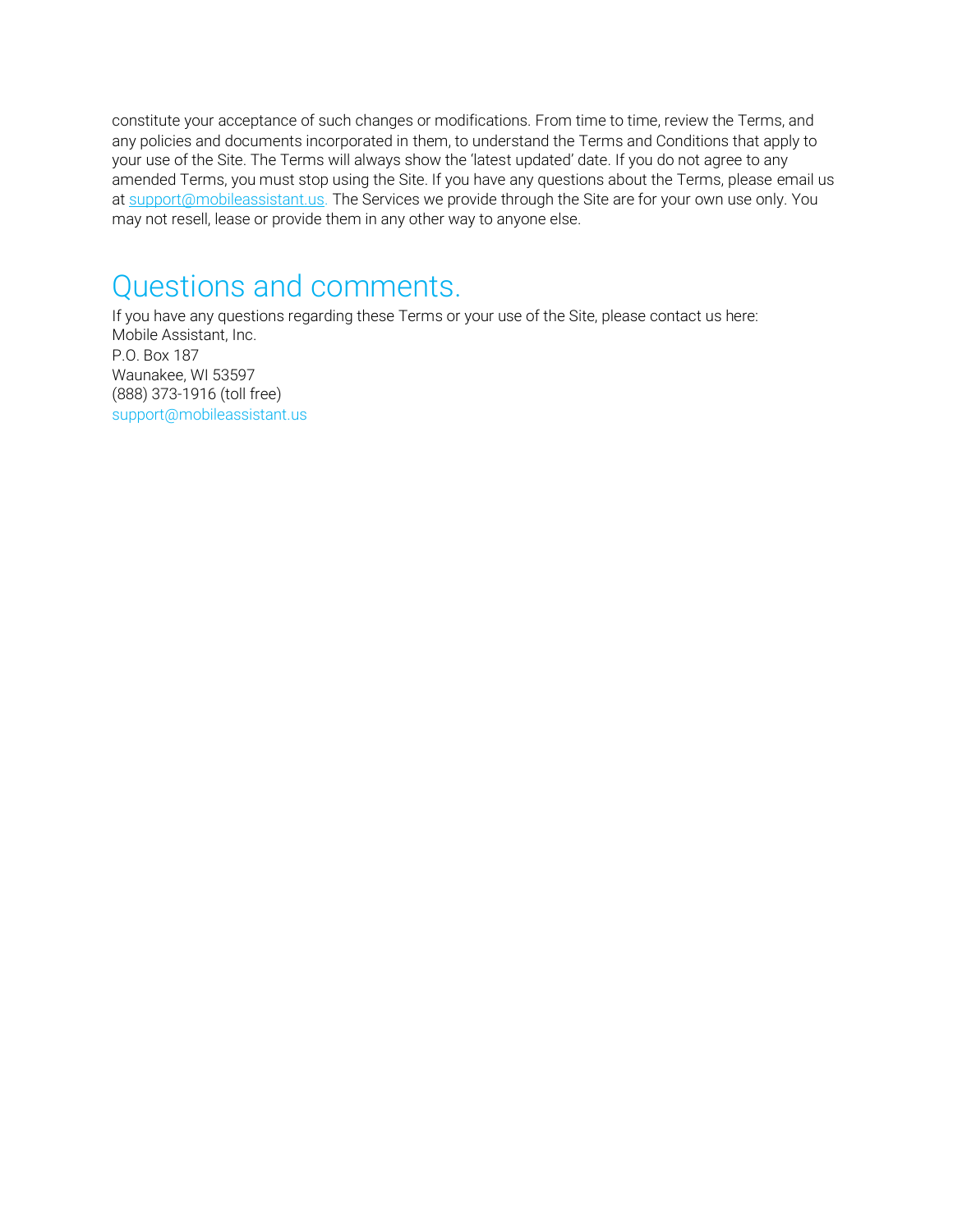constitute your acceptance of such changes or modifications. From time to time, review the Terms, and any policies and documents incorporated in them, to understand the Terms and Conditions that apply to your use of the Site. The Terms will always show the 'latest updated' date. If you do not agree to any amended Terms, you must stop using the Site. If you have any questions about the Terms, please email us at support@mobileassistant.us. The Services we provide through the Site are for your own use only. You may not resell, lease or provide them in any other way to anyone else.

# Questions and comments.

If you have any questions regarding these Terms or your use of the Site, please contact us here:
Mobile Assistant, Inc.
P.O. Box 187
Waunakee, WI 53597
(888) 373-1916 (toll free)
support@mobileassistant.us